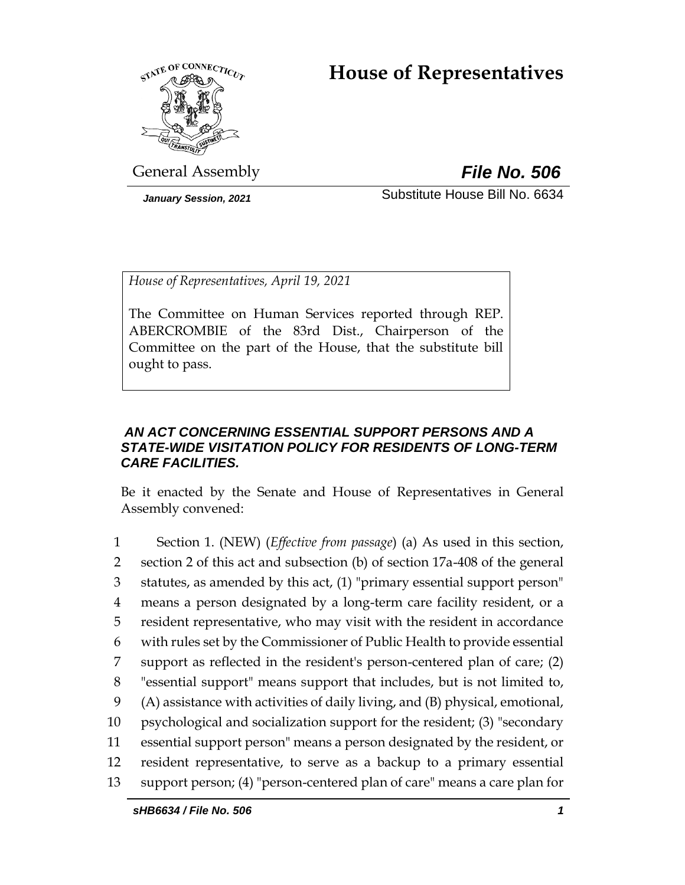# House of Representatives

General Assembly

***File No. 506***

*January Session, 2021*

Substitute House Bill No. 6634

*House of Representatives, April 19, 2021*

The Committee on Human Services reported through REP. ABERCROMBIE of the 83rd Dist., Chairperson of the Committee on the part of the House, that the substitute bill ought to pass.

***AN ACT CONCERNING ESSENTIAL SUPPORT PERSONS AND A STATE-WIDE VISITATION POLICY FOR RESIDENTS OF LONG-TERM CARE FACILITIES.***

Be it enacted by the Senate and House of Representatives in General Assembly convened:

1 Section 1. (NEW) (*Effective from passage*) (a) As used in this section,
2 section 2 of this act and subsection (b) of section 17a-408 of the general
3 statutes, as amended by this act, (1) "primary essential support person"
4 means a person designated by a long-term care facility resident, or a
5 resident representative, who may visit with the resident in accordance
6 with rules set by the Commissioner of Public Health to provide essential
7 support as reflected in the resident's person-centered plan of care; (2)
8 "essential support" means support that includes, but is not limited to,
9 (A) assistance with activities of daily living, and (B) physical, emotional,
10 psychological and socialization support for the resident; (3) "secondary
11 essential support person" means a person designated by the resident, or
12 resident representative, to serve as a backup to a primary essential
13 support person; (4) "person-centered plan of care" means a care plan for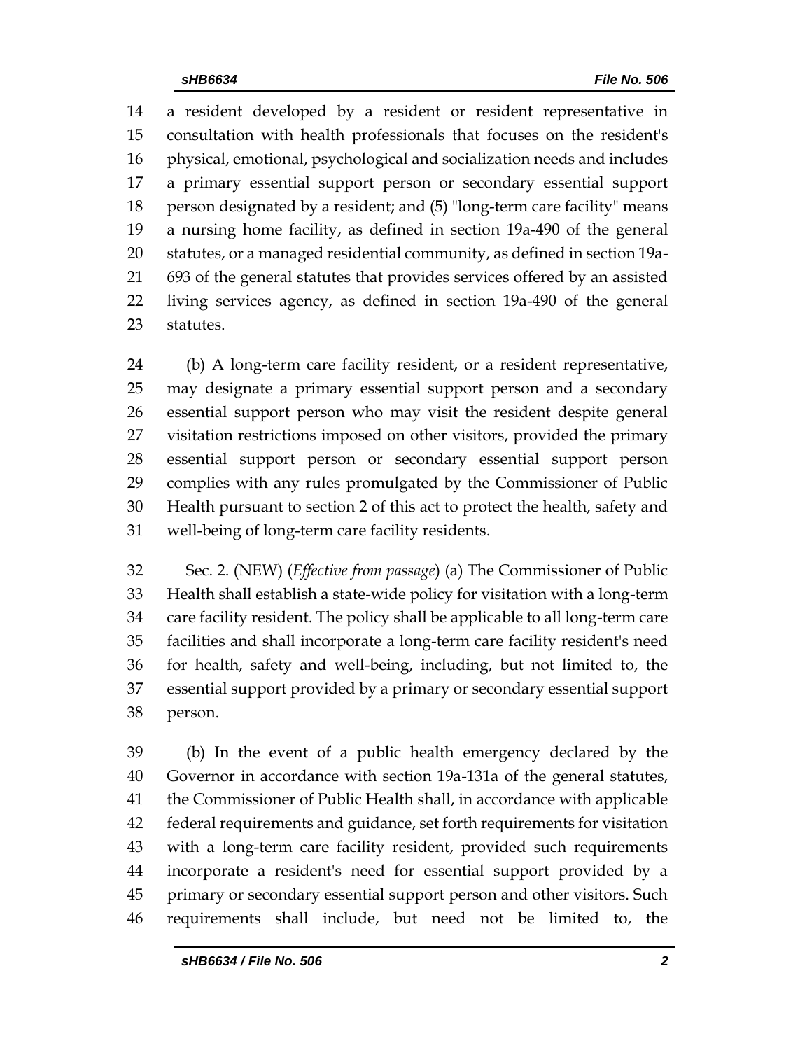a resident developed by a resident or resident representative in consultation with health professionals that focuses on the resident's physical, emotional, psychological and socialization needs and includes a primary essential support person or secondary essential support person designated by a resident; and (5) "long-term care facility" means a nursing home facility, as defined in section 19a-490 of the general statutes, or a managed residential community, as defined in section 19a-693 of the general statutes that provides services offered by an assisted living services agency, as defined in section 19a-490 of the general statutes.

(b) A long-term care facility resident, or a resident representative, may designate a primary essential support person and a secondary essential support person who may visit the resident despite general visitation restrictions imposed on other visitors, provided the primary essential support person or secondary essential support person complies with any rules promulgated by the Commissioner of Public Health pursuant to section 2 of this act to protect the health, safety and well-being of long-term care facility residents.

Sec. 2. (NEW) (*Effective from passage*) (a) The Commissioner of Public Health shall establish a state-wide policy for visitation with a long-term care facility resident. The policy shall be applicable to all long-term care facilities and shall incorporate a long-term care facility resident's need for health, safety and well-being, including, but not limited to, the essential support provided by a primary or secondary essential support person.

(b) In the event of a public health emergency declared by the Governor in accordance with section 19a-131a of the general statutes, the Commissioner of Public Health shall, in accordance with applicable federal requirements and guidance, set forth requirements for visitation with a long-term care facility resident, provided such requirements incorporate a resident's need for essential support provided by a primary or secondary essential support person and other visitors. Such requirements shall include, but need not be limited to, the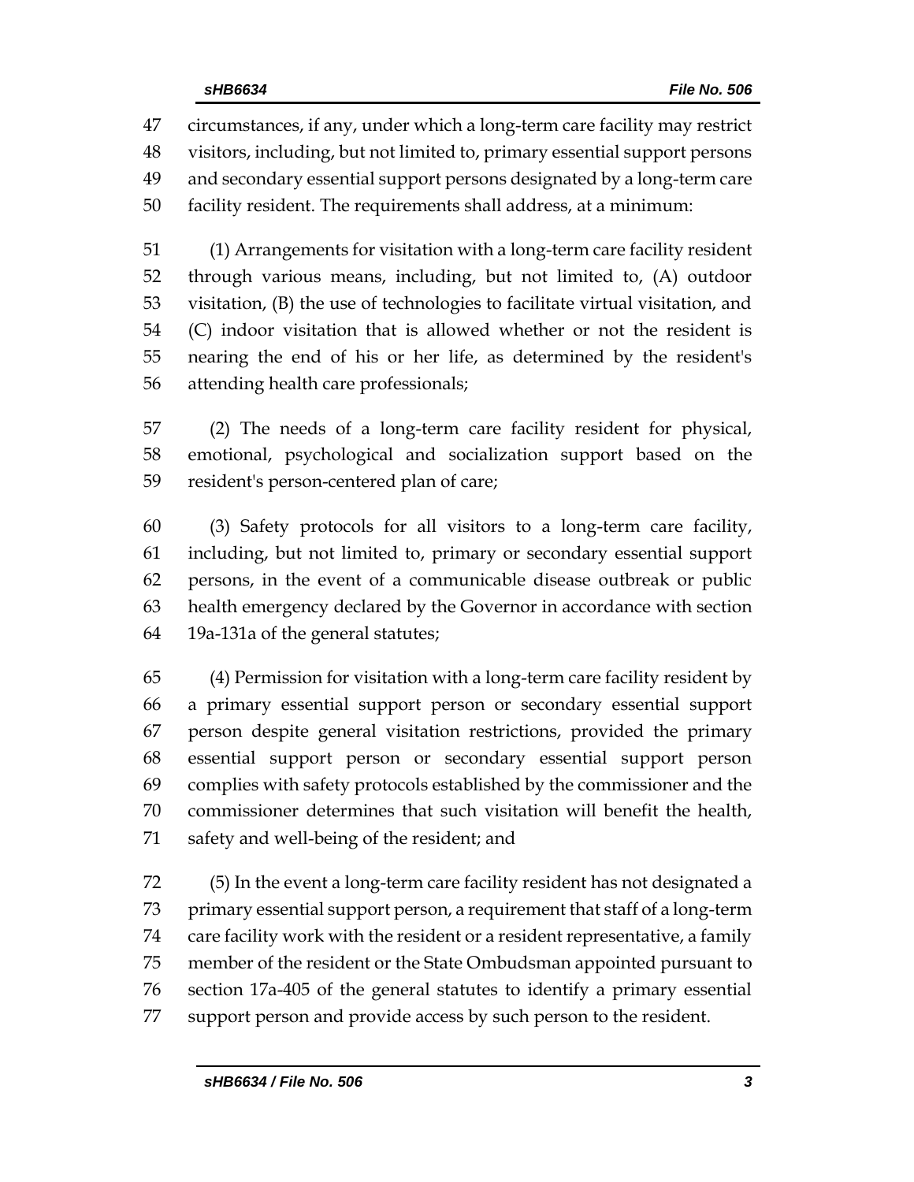circumstances, if any, under which a long-term care facility may restrict visitors, including, but not limited to, primary essential support persons and secondary essential support persons designated by a long-term care facility resident. The requirements shall address, at a minimum:

(1) Arrangements for visitation with a long-term care facility resident through various means, including, but not limited to, (A) outdoor visitation, (B) the use of technologies to facilitate virtual visitation, and (C) indoor visitation that is allowed whether or not the resident is nearing the end of his or her life, as determined by the resident's attending health care professionals;

(2) The needs of a long-term care facility resident for physical, emotional, psychological and socialization support based on the resident's person-centered plan of care;

(3) Safety protocols for all visitors to a long-term care facility, including, but not limited to, primary or secondary essential support persons, in the event of a communicable disease outbreak or public health emergency declared by the Governor in accordance with section 19a-131a of the general statutes;

(4) Permission for visitation with a long-term care facility resident by a primary essential support person or secondary essential support person despite general visitation restrictions, provided the primary essential support person or secondary essential support person complies with safety protocols established by the commissioner and the commissioner determines that such visitation will benefit the health, safety and well-being of the resident; and

(5) In the event a long-term care facility resident has not designated a primary essential support person, a requirement that staff of a long-term care facility work with the resident or a resident representative, a family member of the resident or the State Ombudsman appointed pursuant to section 17a-405 of the general statutes to identify a primary essential support person and provide access by such person to the resident.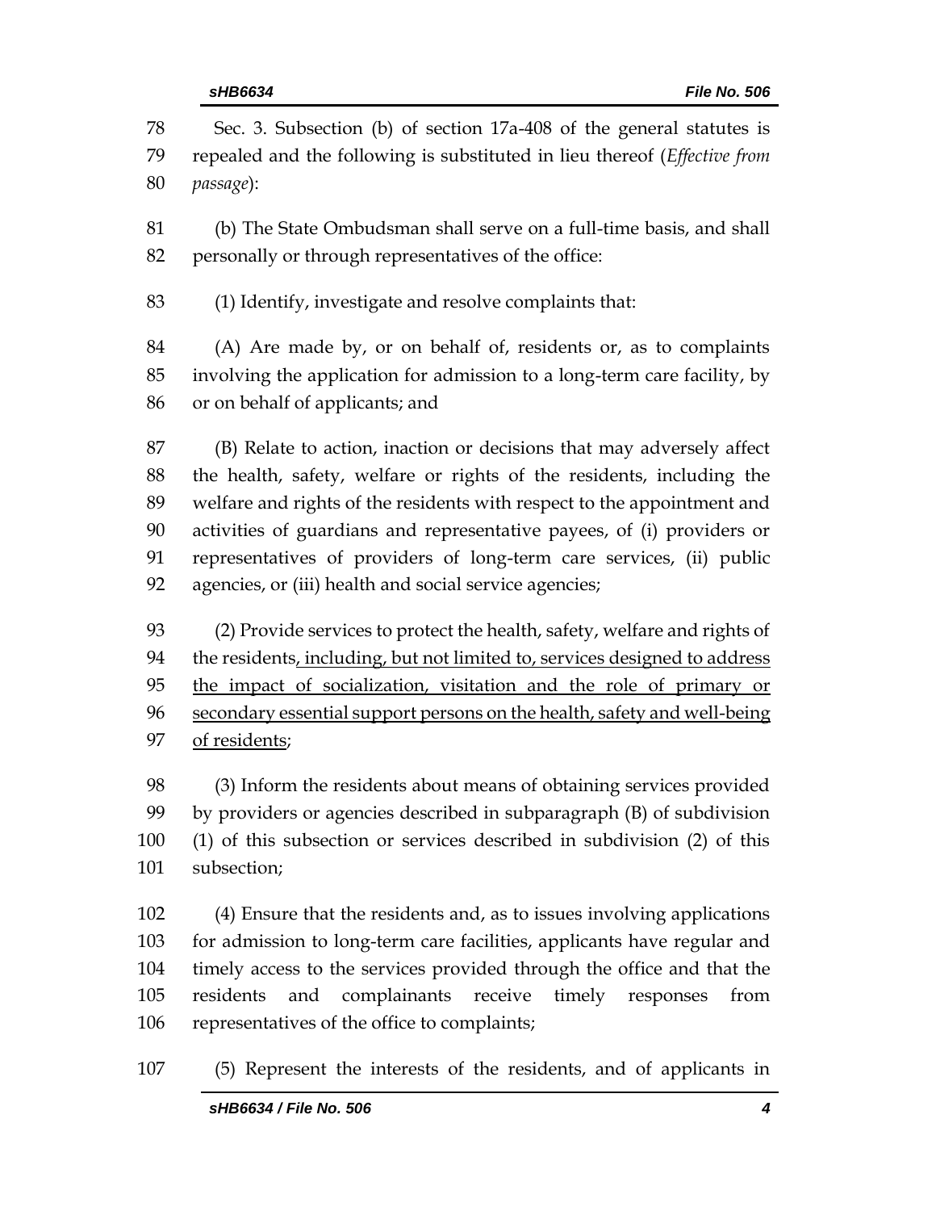Sec. 3. Subsection (b) of section 17a-408 of the general statutes is repealed and the following is substituted in lieu thereof (*Effective from passage*):

(b) The State Ombudsman shall serve on a full-time basis, and shall personally or through representatives of the office:

(1) Identify, investigate and resolve complaints that:

(A) Are made by, or on behalf of, residents or, as to complaints involving the application for admission to a long-term care facility, by or on behalf of applicants; and

(B) Relate to action, inaction or decisions that may adversely affect the health, safety, welfare or rights of the residents, including the welfare and rights of the residents with respect to the appointment and activities of guardians and representative payees, of (i) providers or representatives of providers of long-term care services, (ii) public agencies, or (iii) health and social service agencies;

(2) Provide services to protect the health, safety, welfare and rights of the residents<u>, including, but not limited to, services designed to address the impact of socialization, visitation and the role of primary or secondary essential support persons on the health, safety and well-being of residents</u>;

(3) Inform the residents about means of obtaining services provided by providers or agencies described in subparagraph (B) of subdivision (1) of this subsection or services described in subdivision (2) of this subsection;

(4) Ensure that the residents and, as to issues involving applications for admission to long-term care facilities, applicants have regular and timely access to the services provided through the office and that the residents and complainants receive timely responses from representatives of the office to complaints;

(5) Represent the interests of the residents, and of applicants in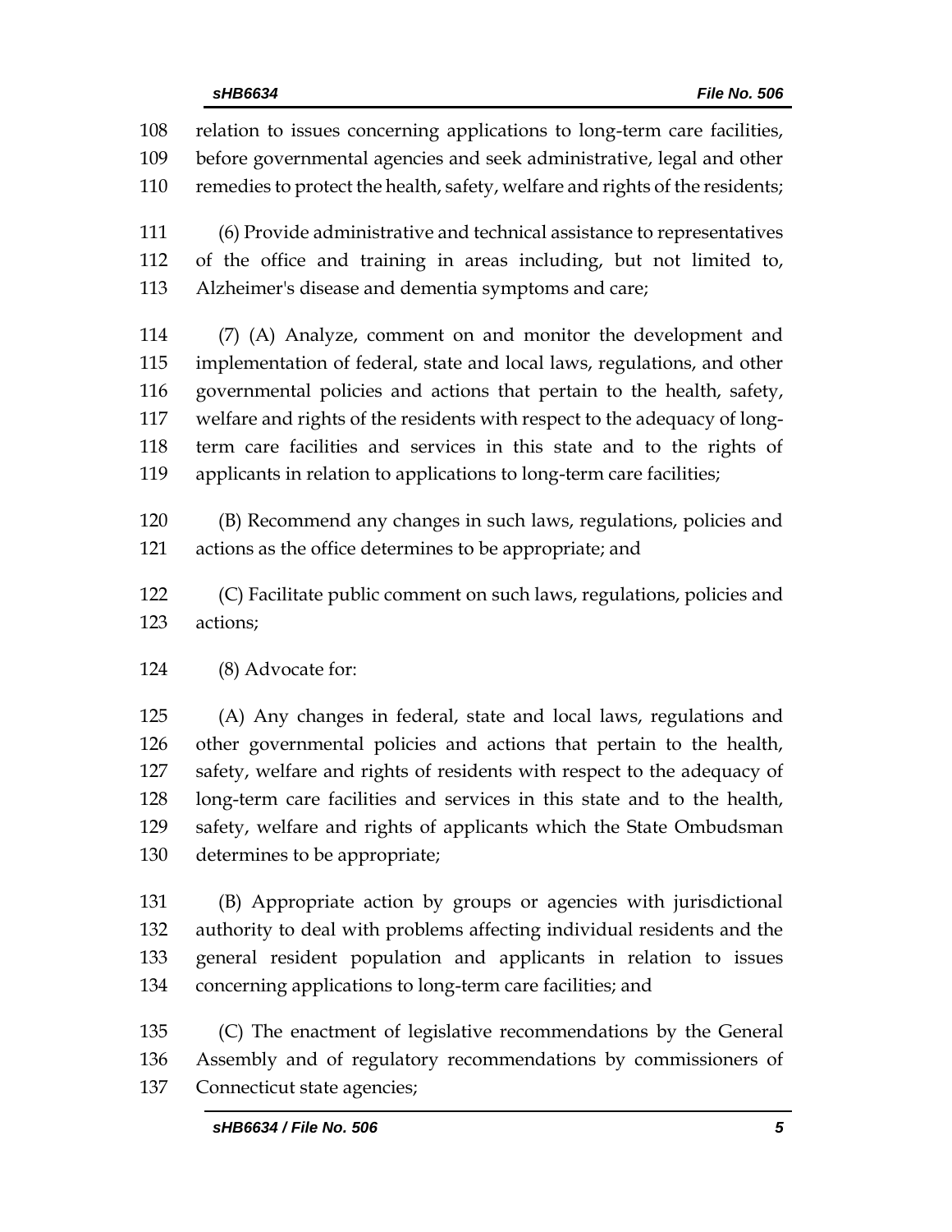relation to issues concerning applications to long-term care facilities, before governmental agencies and seek administrative, legal and other remedies to protect the health, safety, welfare and rights of the residents;

(6) Provide administrative and technical assistance to representatives of the office and training in areas including, but not limited to, Alzheimer's disease and dementia symptoms and care;

(7) (A) Analyze, comment on and monitor the development and implementation of federal, state and local laws, regulations, and other governmental policies and actions that pertain to the health, safety, welfare and rights of the residents with respect to the adequacy of long-term care facilities and services in this state and to the rights of applicants in relation to applications to long-term care facilities;

(B) Recommend any changes in such laws, regulations, policies and actions as the office determines to be appropriate; and

(C) Facilitate public comment on such laws, regulations, policies and actions;

(8) Advocate for:

(A) Any changes in federal, state and local laws, regulations and other governmental policies and actions that pertain to the health, safety, welfare and rights of residents with respect to the adequacy of long-term care facilities and services in this state and to the health, safety, welfare and rights of applicants which the State Ombudsman determines to be appropriate;

(B) Appropriate action by groups or agencies with jurisdictional authority to deal with problems affecting individual residents and the general resident population and applicants in relation to issues concerning applications to long-term care facilities; and

(C) The enactment of legislative recommendations by the General Assembly and of regulatory recommendations by commissioners of Connecticut state agencies;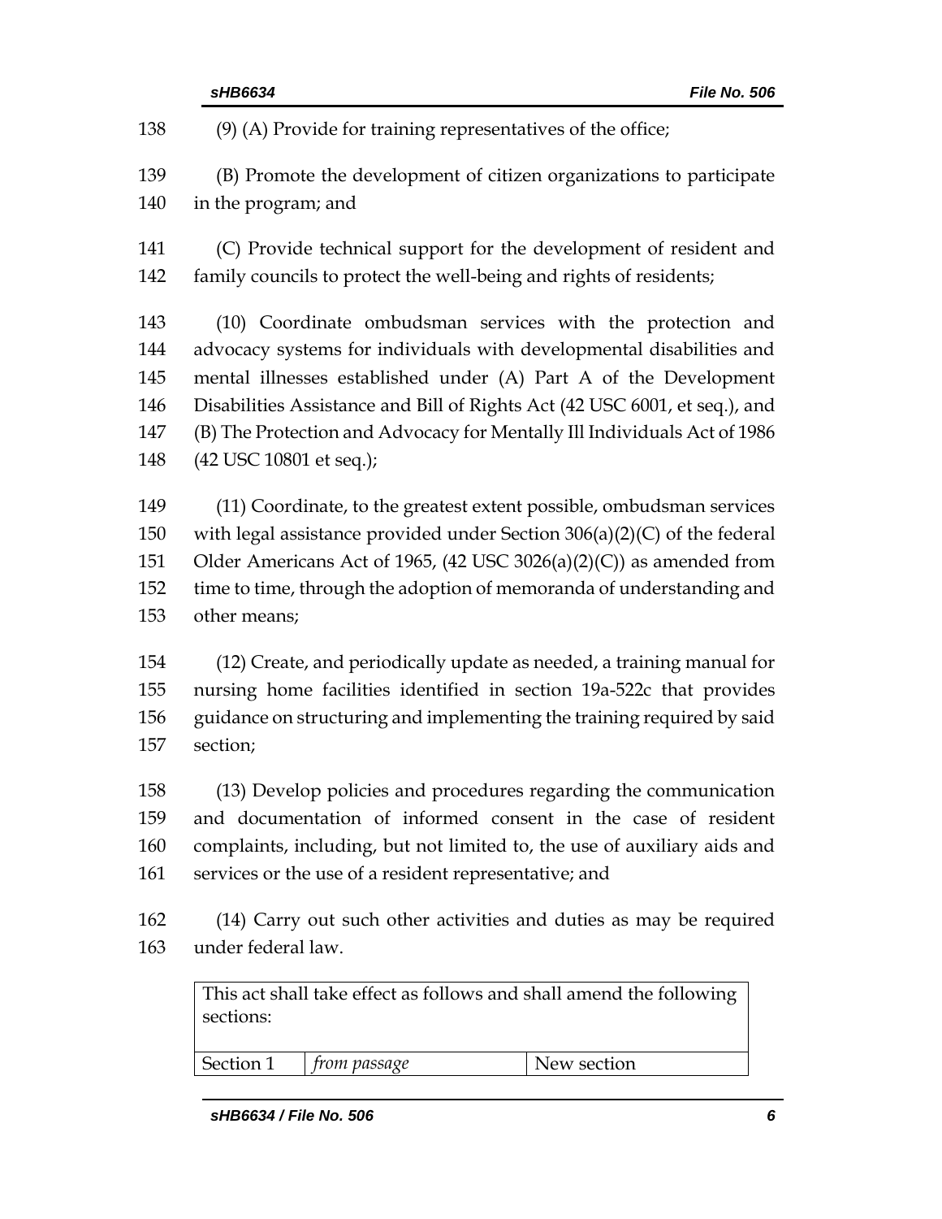(9) (A) Provide for training representatives of the office;

(B) Promote the development of citizen organizations to participate in the program; and

(C) Provide technical support for the development of resident and family councils to protect the well-being and rights of residents;

(10) Coordinate ombudsman services with the protection and advocacy systems for individuals with developmental disabilities and mental illnesses established under (A) Part A of the Development Disabilities Assistance and Bill of Rights Act (42 USC 6001, et seq.), and (B) The Protection and Advocacy for Mentally Ill Individuals Act of 1986 (42 USC 10801 et seq.);

(11) Coordinate, to the greatest extent possible, ombudsman services with legal assistance provided under Section 306(a)(2)(C) of the federal Older Americans Act of 1965, (42 USC 3026(a)(2)(C)) as amended from time to time, through the adoption of memoranda of understanding and other means;

(12) Create, and periodically update as needed, a training manual for nursing home facilities identified in section 19a-522c that provides guidance on structuring and implementing the training required by said section;

(13) Develop policies and procedures regarding the communication and documentation of informed consent in the case of resident complaints, including, but not limited to, the use of auxiliary aids and services or the use of a resident representative; and

(14) Carry out such other activities and duties as may be required under federal law.

| This act shall take effect as follows and shall amend the following sections: | | |
|---|---|---|
| Section 1 | *from passage* | New section |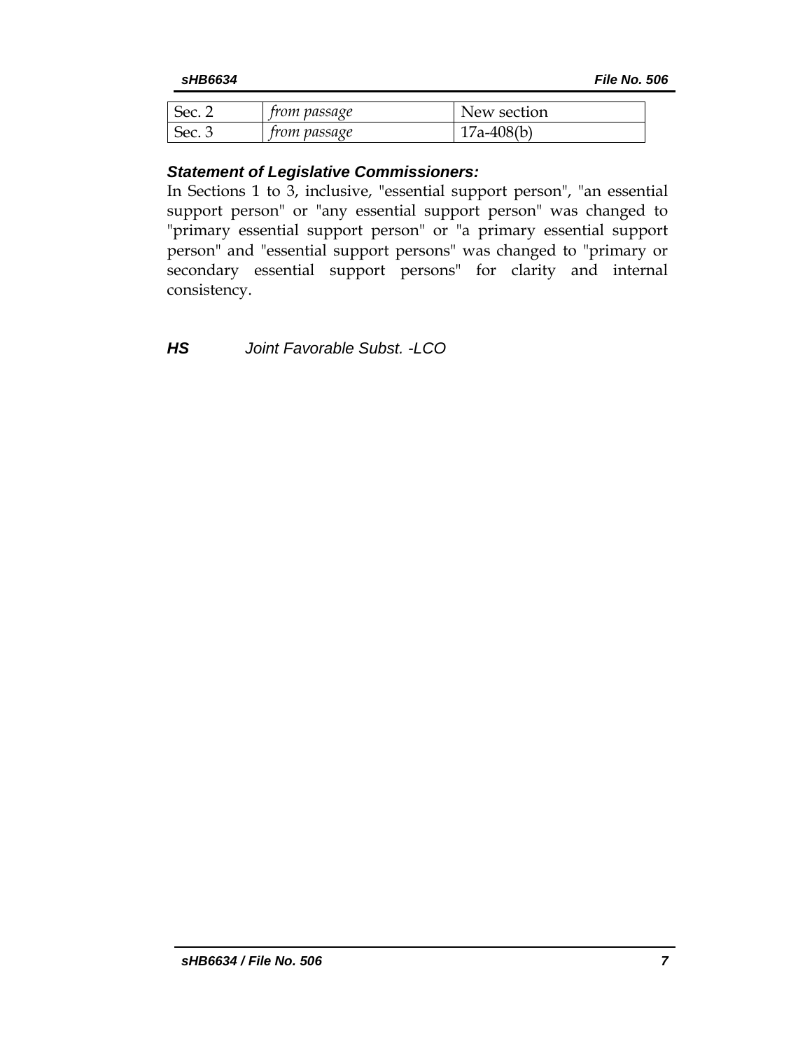| Sec. 2 | *from passage* | New section |
|---|---|---|
| Sec. 3 | *from passage* | 17a-408(b) |

***Statement of Legislative Commissioners:***

In Sections 1 to 3, inclusive, "essential support person", "an essential support person" or "any essential support person" was changed to "primary essential support person" or "a primary essential support person" and "essential support persons" was changed to "primary or secondary essential support persons" for clarity and internal consistency.

***HS*** *Joint Favorable Subst. -LCO*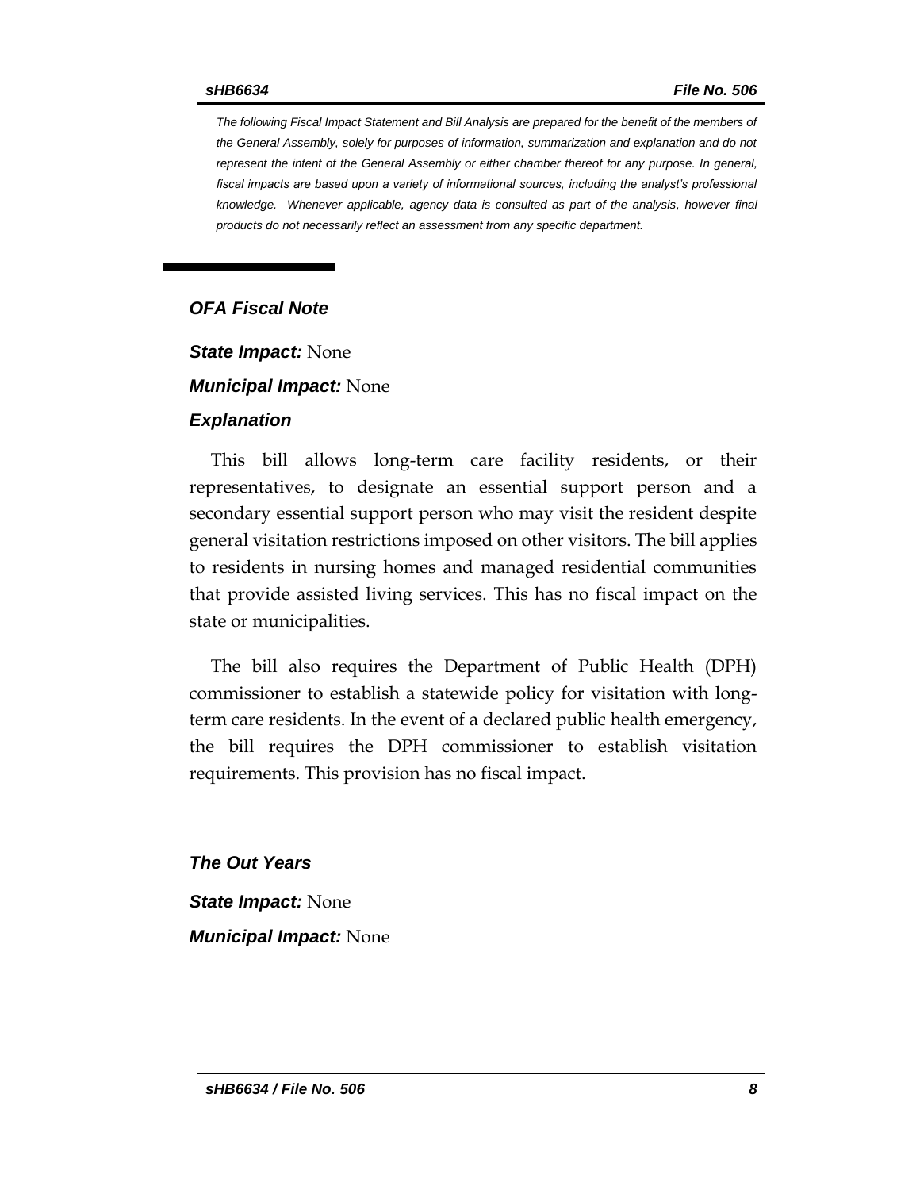*The following Fiscal Impact Statement and Bill Analysis are prepared for the benefit of the members of the General Assembly, solely for purposes of information, summarization and explanation and do not represent the intent of the General Assembly or either chamber thereof for any purpose. In general, fiscal impacts are based upon a variety of informational sources, including the analyst's professional knowledge. Whenever applicable, agency data is consulted as part of the analysis, however final products do not necessarily reflect an assessment from any specific department.*

### *OFA Fiscal Note*

***State Impact:*** None

***Municipal Impact:*** None

### *Explanation*

This bill allows long-term care facility residents, or their representatives, to designate an essential support person and a secondary essential support person who may visit the resident despite general visitation restrictions imposed on other visitors. The bill applies to residents in nursing homes and managed residential communities that provide assisted living services. This has no fiscal impact on the state or municipalities.

The bill also requires the Department of Public Health (DPH) commissioner to establish a statewide policy for visitation with long-term care residents. In the event of a declared public health emergency, the bill requires the DPH commissioner to establish visitation requirements. This provision has no fiscal impact.

### *The Out Years*

***State Impact:*** None

***Municipal Impact:*** None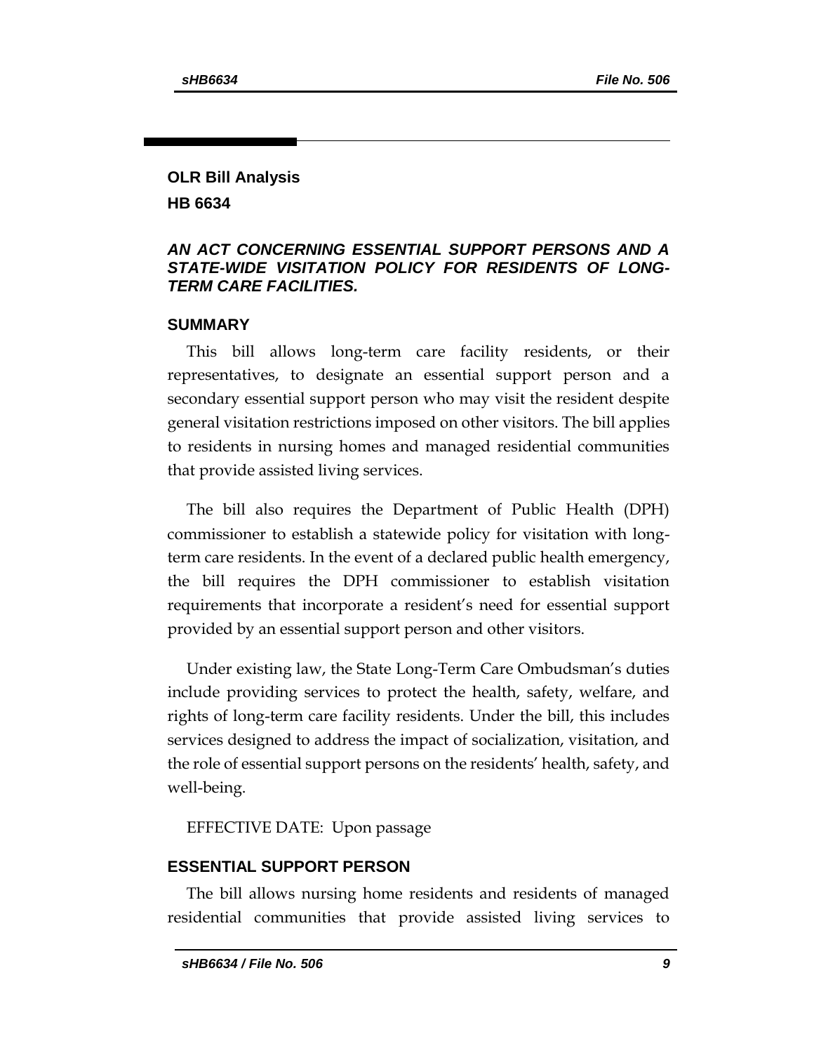## OLR Bill Analysis

## HB 6634

***AN ACT CONCERNING ESSENTIAL SUPPORT PERSONS AND A STATE-WIDE VISITATION POLICY FOR RESIDENTS OF LONG-TERM CARE FACILITIES.***

### SUMMARY

This bill allows long-term care facility residents, or their representatives, to designate an essential support person and a secondary essential support person who may visit the resident despite general visitation restrictions imposed on other visitors. The bill applies to residents in nursing homes and managed residential communities that provide assisted living services.

The bill also requires the Department of Public Health (DPH) commissioner to establish a statewide policy for visitation with long-term care residents. In the event of a declared public health emergency, the bill requires the DPH commissioner to establish visitation requirements that incorporate a resident's need for essential support provided by an essential support person and other visitors.

Under existing law, the State Long-Term Care Ombudsman's duties include providing services to protect the health, safety, welfare, and rights of long-term care facility residents. Under the bill, this includes services designed to address the impact of socialization, visitation, and the role of essential support persons on the residents' health, safety, and well-being.

EFFECTIVE DATE: Upon passage

### ESSENTIAL SUPPORT PERSON

The bill allows nursing home residents and residents of managed residential communities that provide assisted living services to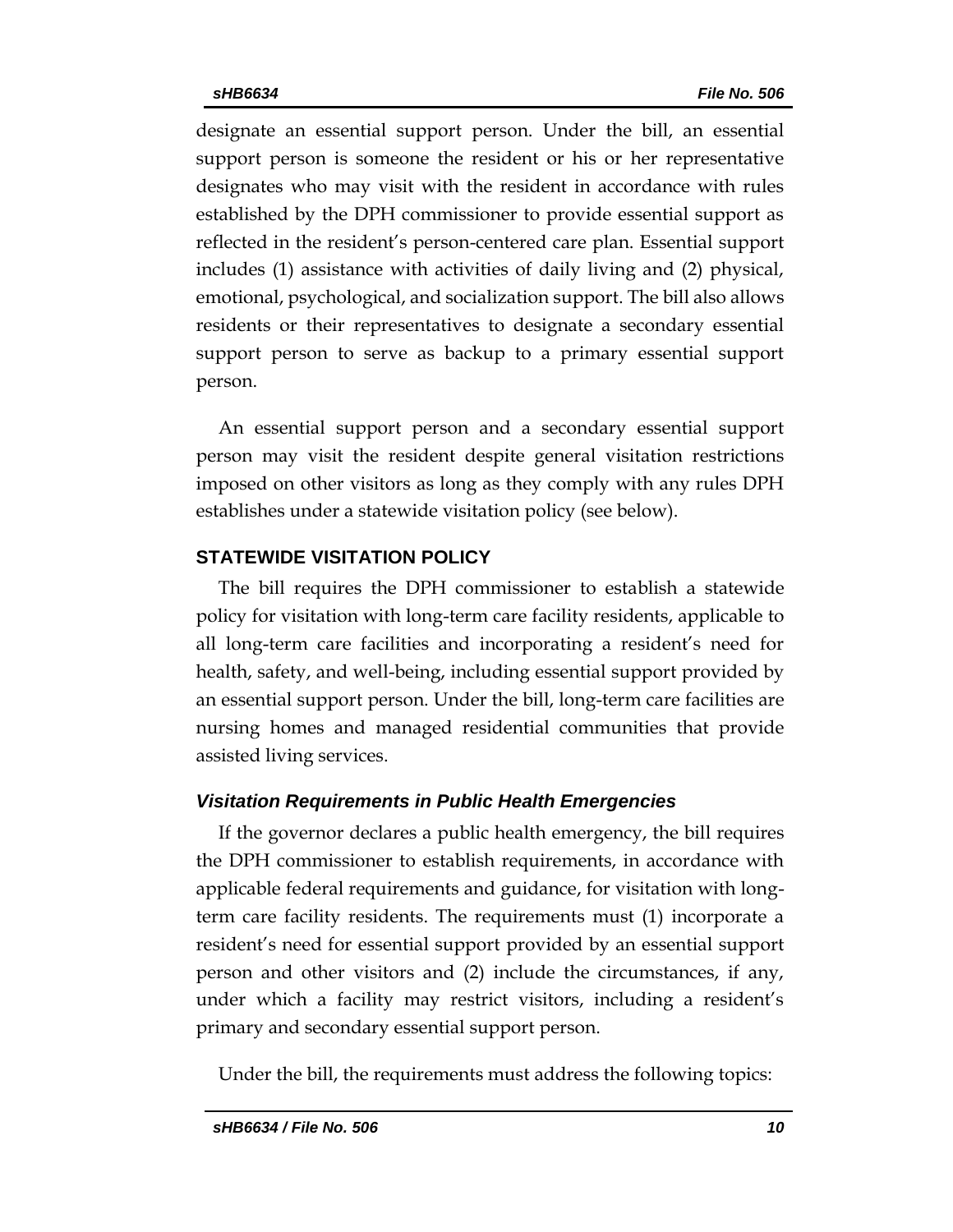designate an essential support person. Under the bill, an essential support person is someone the resident or his or her representative designates who may visit with the resident in accordance with rules established by the DPH commissioner to provide essential support as reflected in the resident's person-centered care plan. Essential support includes (1) assistance with activities of daily living and (2) physical, emotional, psychological, and socialization support. The bill also allows residents or their representatives to designate a secondary essential support person to serve as backup to a primary essential support person.

An essential support person and a secondary essential support person may visit the resident despite general visitation restrictions imposed on other visitors as long as they comply with any rules DPH establishes under a statewide visitation policy (see below).

## STATEWIDE VISITATION POLICY

The bill requires the DPH commissioner to establish a statewide policy for visitation with long-term care facility residents, applicable to all long-term care facilities and incorporating a resident's need for health, safety, and well-being, including essential support provided by an essential support person. Under the bill, long-term care facilities are nursing homes and managed residential communities that provide assisted living services.

### *Visitation Requirements in Public Health Emergencies*

If the governor declares a public health emergency, the bill requires the DPH commissioner to establish requirements, in accordance with applicable federal requirements and guidance, for visitation with long-term care facility residents. The requirements must (1) incorporate a resident's need for essential support provided by an essential support person and other visitors and (2) include the circumstances, if any, under which a facility may restrict visitors, including a resident's primary and secondary essential support person.

Under the bill, the requirements must address the following topics: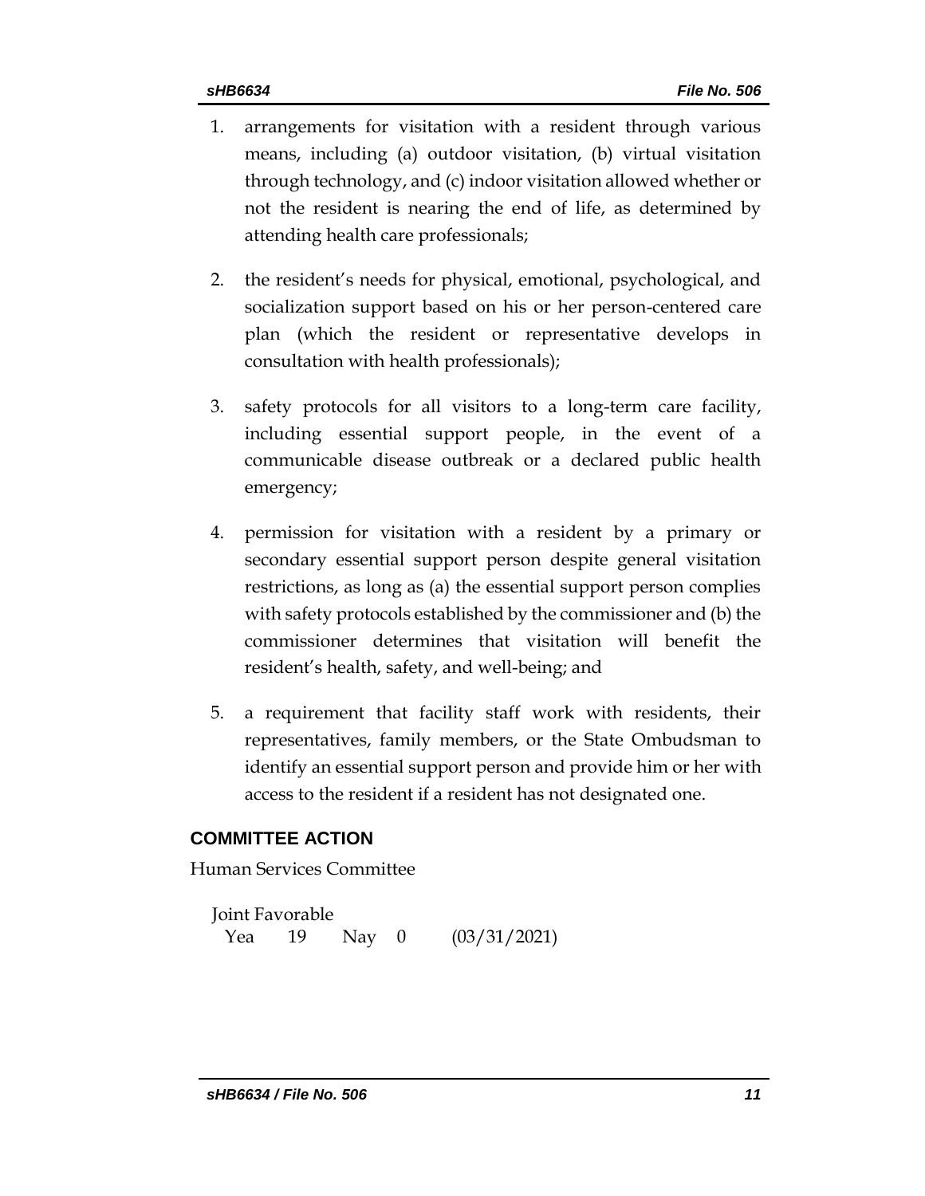1. arrangements for visitation with a resident through various means, including (a) outdoor visitation, (b) virtual visitation through technology, and (c) indoor visitation allowed whether or not the resident is nearing the end of life, as determined by attending health care professionals;

2. the resident's needs for physical, emotional, psychological, and socialization support based on his or her person-centered care plan (which the resident or representative develops in consultation with health professionals);

3. safety protocols for all visitors to a long-term care facility, including essential support people, in the event of a communicable disease outbreak or a declared public health emergency;

4. permission for visitation with a resident by a primary or secondary essential support person despite general visitation restrictions, as long as (a) the essential support person complies with safety protocols established by the commissioner and (b) the commissioner determines that visitation will benefit the resident's health, safety, and well-being; and

5. a requirement that facility staff work with residents, their representatives, family members, or the State Ombudsman to identify an essential support person and provide him or her with access to the resident if a resident has not designated one.

## COMMITTEE ACTION

Human Services Committee

Joint Favorable
Yea 19 Nay 0 (03/31/2021)